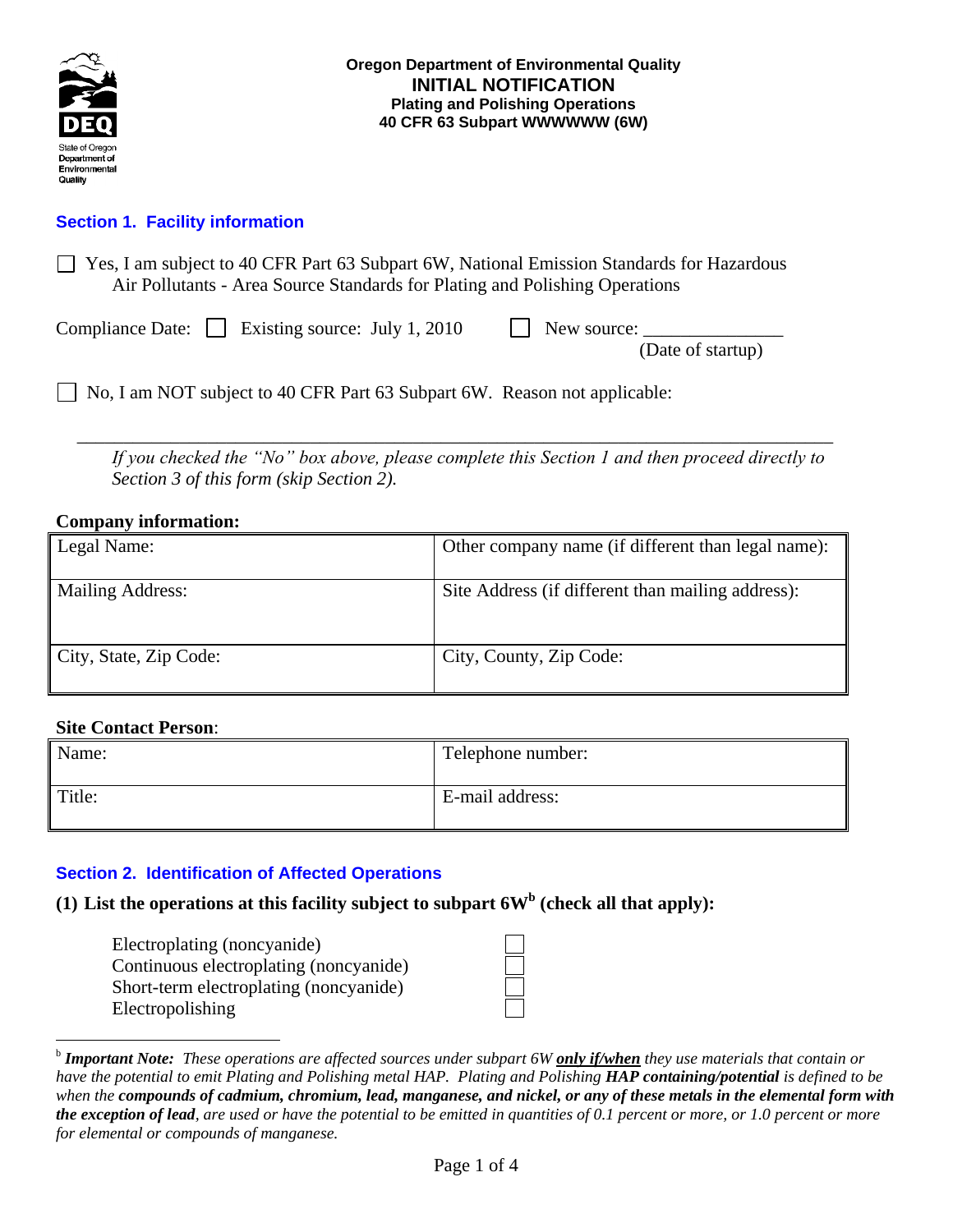**Oregon Department of Environmental Quality**
**INITIAL NOTIFICATION**
**Plating and Polishing Operations**
**40 CFR 63 Subpart WWWWWWW (6W)**

## Section 1. Facility information

☐ Yes, I am subject to 40 CFR Part 63 Subpart 6W, National Emission Standards for Hazardous Air Pollutants - Area Source Standards for Plating and Polishing Operations

Compliance Date: ☐ Existing source: July 1, 2010 ☐ New source: _______________ (Date of startup)

☐ No, I am NOT subject to 40 CFR Part 63 Subpart 6W. Reason not applicable:

_______________________________________________________________________________

*If you checked the "No" box above, please complete this Section 1 and then proceed directly to Section 3 of this form (skip Section 2).*

**Company information:**

| Legal Name: | Other company name (if different than legal name): |
|---|---|
| Mailing Address: | Site Address (if different than mailing address): |
| City, State, Zip Code: | City, County, Zip Code: |

**Site Contact Person**:

| Name: | Telephone number: |
|---|---|
| Title: | E-mail address: |

## Section 2. Identification of Affected Operations

**(1) List the operations at this facility subject to subpart 6W[b] (check all that apply):**

| Operation | |
|---|---|
| Electroplating (noncyanide) | ☐ |
| Continuous electroplating (noncyanide) | ☐ |
| Short-term electroplating (noncyanide) | ☐ |
| Electropolishing | ☐ |

[b] ***Important Note:*** *These operations are affected sources under subpart 6W* ***only if/when*** *they use materials that contain or have the potential to emit Plating and Polishing metal HAP. Plating and Polishing* ***HAP containing/potential*** *is defined to be when the* ***compounds of cadmium, chromium, lead, manganese, and nickel, or any of these metals in the elemental form with the exception of lead****, are used or have the potential to be emitted in quantities of 0.1 percent or more, or 1.0 percent or more for elemental or compounds of manganese.*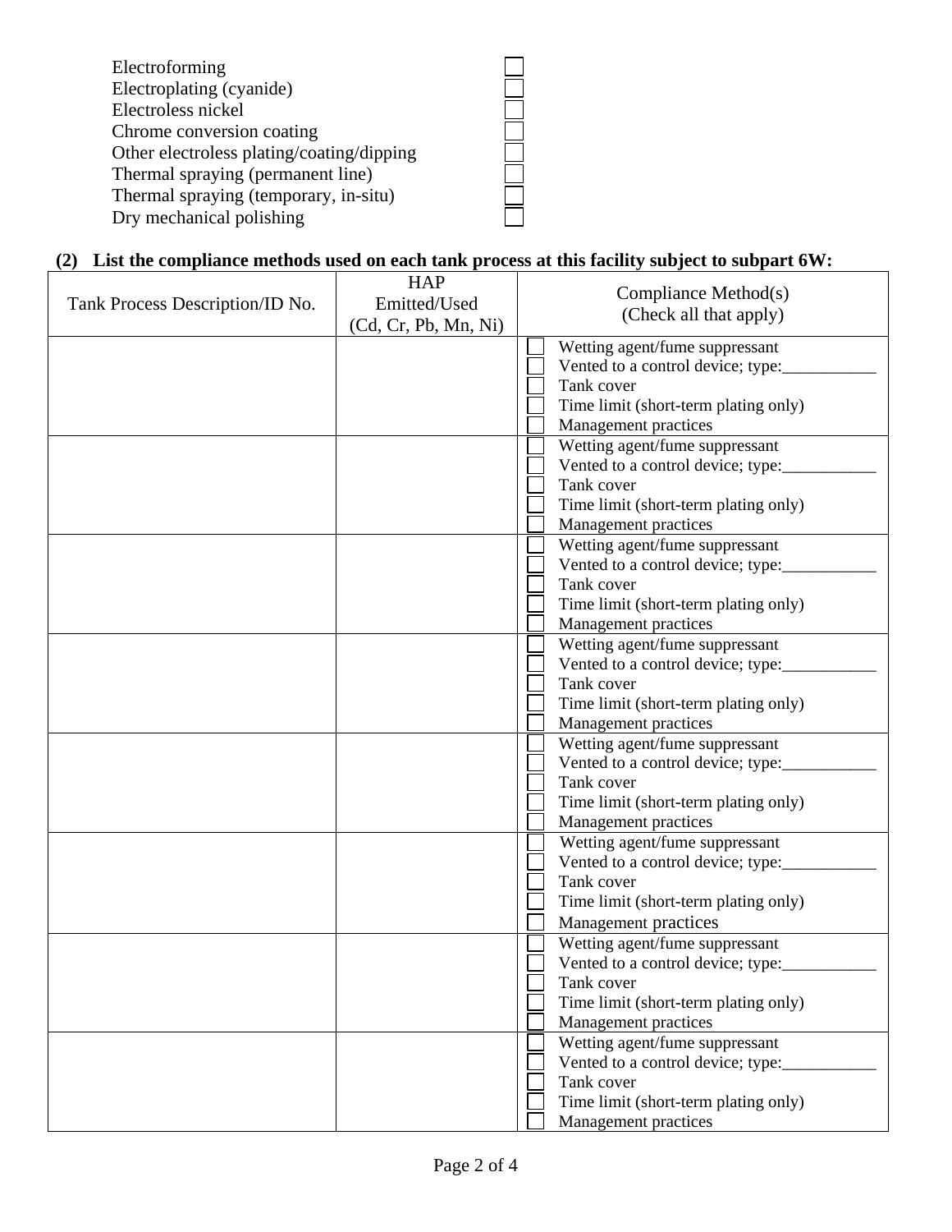Electroforming ☐
Electroplating (cyanide) ☐
Electroless nickel ☐
Chrome conversion coating ☐
Other electroless plating/coating/dipping ☐
Thermal spraying (permanent line) ☐
Thermal spraying (temporary, in-situ) ☐
Dry mechanical polishing ☐

**(2) List the compliance methods used on each tank process at this facility subject to subpart 6W:**

| Tank Process Description/ID No. | HAP Emitted/Used (Cd, Cr, Pb, Mn, Ni) | Compliance Method(s) (Check all that apply) |
|---|---|---|
| | | ☐ Wetting agent/fume suppressant<br>☐ Vented to a control device; type:___________<br>☐ Tank cover<br>☐ Time limit (short-term plating only)<br>☐ Management practices |
| | | ☐ Wetting agent/fume suppressant<br>☐ Vented to a control device; type:___________<br>☐ Tank cover<br>☐ Time limit (short-term plating only)<br>☐ Management practices |
| | | ☐ Wetting agent/fume suppressant<br>☐ Vented to a control device; type:___________<br>☐ Tank cover<br>☐ Time limit (short-term plating only)<br>☐ Management practices |
| | | ☐ Wetting agent/fume suppressant<br>☐ Vented to a control device; type:___________<br>☐ Tank cover<br>☐ Time limit (short-term plating only)<br>☐ Management practices |
| | | ☐ Wetting agent/fume suppressant<br>☐ Vented to a control device; type:___________<br>☐ Tank cover<br>☐ Time limit (short-term plating only)<br>☐ Management practices |
| | | ☐ Wetting agent/fume suppressant<br>☐ Vented to a control device; type:___________<br>☐ Tank cover<br>☐ Time limit (short-term plating only)<br>☐ Management practices |
| | | ☐ Wetting agent/fume suppressant<br>☐ Vented to a control device; type:___________<br>☐ Tank cover<br>☐ Time limit (short-term plating only)<br>☐ Management practices |
| | | ☐ Wetting agent/fume suppressant<br>☐ Vented to a control device; type:___________<br>☐ Tank cover<br>☐ Time limit (short-term plating only)<br>☐ Management practices |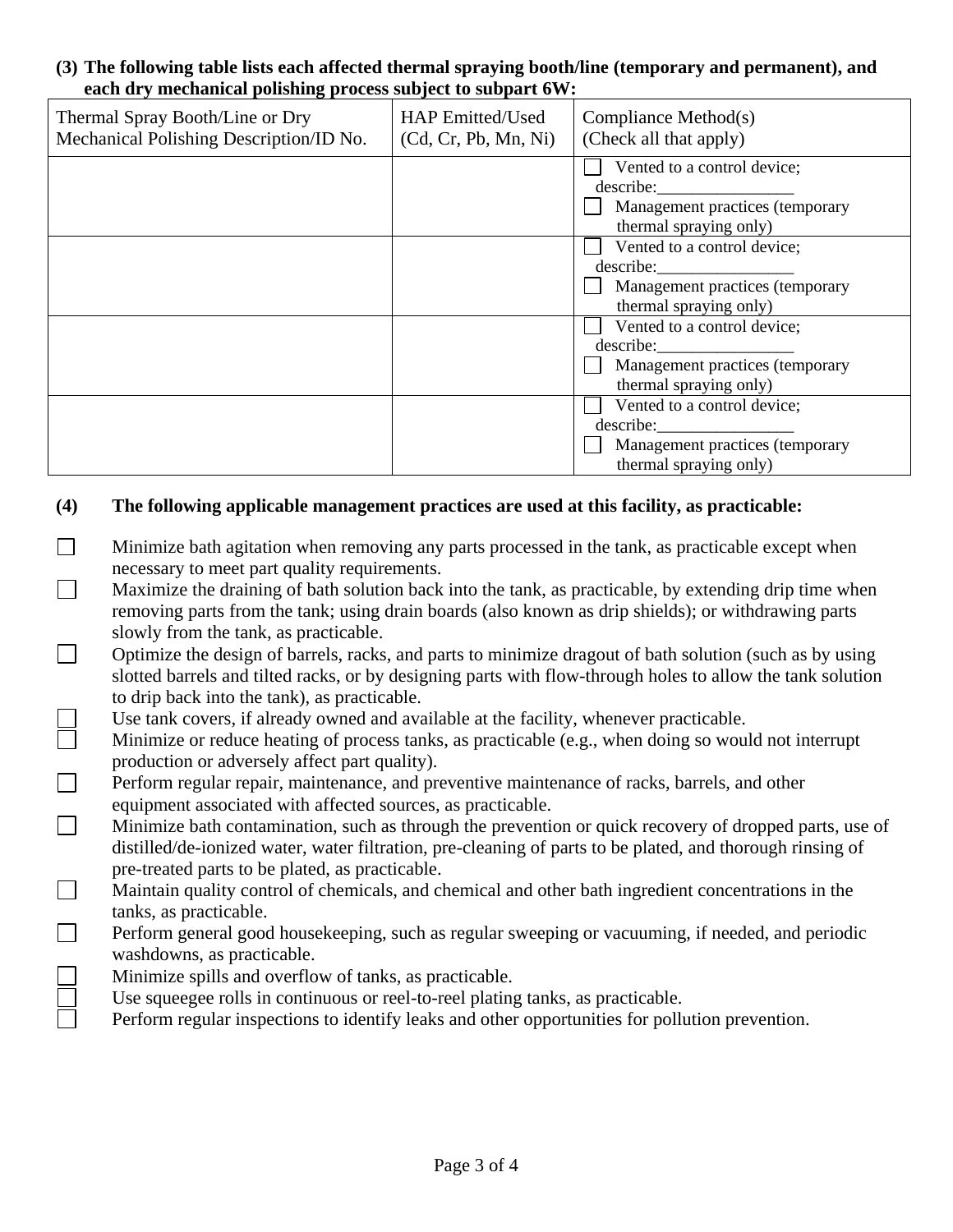**(3) The following table lists each affected thermal spraying booth/line (temporary and permanent), and each dry mechanical polishing process subject to subpart 6W:**

| Thermal Spray Booth/Line or Dry Mechanical Polishing Description/ID No. | HAP Emitted/Used (Cd, Cr, Pb, Mn, Ni) | Compliance Method(s) (Check all that apply) |
|---|---|---|
| | | ☐ Vented to a control device; describe:________________ ☐ Management practices (temporary thermal spraying only) |
| | | ☐ Vented to a control device; describe:________________ ☐ Management practices (temporary thermal spraying only) |
| | | ☐ Vented to a control device; describe:________________ ☐ Management practices (temporary thermal spraying only) |
| | | ☐ Vented to a control device; describe:________________ ☐ Management practices (temporary thermal spraying only) |

**(4) The following applicable management practices are used at this facility, as practicable:**

☐ Minimize bath agitation when removing any parts processed in the tank, as practicable except when necessary to meet part quality requirements.

☐ Maximize the draining of bath solution back into the tank, as practicable, by extending drip time when removing parts from the tank; using drain boards (also known as drip shields); or withdrawing parts slowly from the tank, as practicable.

☐ Optimize the design of barrels, racks, and parts to minimize dragout of bath solution (such as by using slotted barrels and tilted racks, or by designing parts with flow-through holes to allow the tank solution to drip back into the tank), as practicable.

☐ Use tank covers, if already owned and available at the facility, whenever practicable.

☐ Minimize or reduce heating of process tanks, as practicable (e.g., when doing so would not interrupt production or adversely affect part quality).

☐ Perform regular repair, maintenance, and preventive maintenance of racks, barrels, and other equipment associated with affected sources, as practicable.

☐ Minimize bath contamination, such as through the prevention or quick recovery of dropped parts, use of distilled/de-ionized water, water filtration, pre-cleaning of parts to be plated, and thorough rinsing of pre-treated parts to be plated, as practicable.

☐ Maintain quality control of chemicals, and chemical and other bath ingredient concentrations in the tanks, as practicable.

☐ Perform general good housekeeping, such as regular sweeping or vacuuming, if needed, and periodic washdowns, as practicable.

☐ Minimize spills and overflow of tanks, as practicable.

☐ Use squeegee rolls in continuous or reel-to-reel plating tanks, as practicable.

☐ Perform regular inspections to identify leaks and other opportunities for pollution prevention.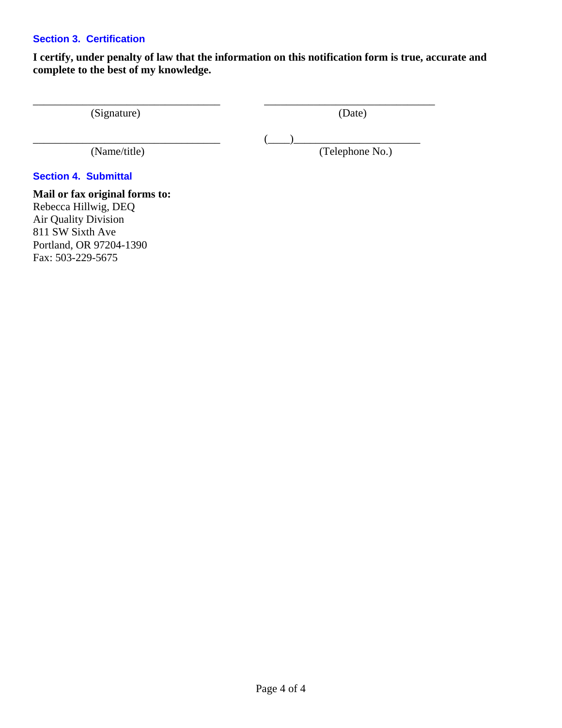## Section 3. Certification

**I certify, under penalty of law that the information on this notification form is true, accurate and complete to the best of my knowledge.**

| | |
|---|---|
| ________________________________ | ________________________________ |
| (Signature) | (Date) |
| ________________________________ | (____)________________________ |
| (Name/title) | (Telephone No.) |

## Section 4. Submittal

**Mail or fax original forms to:**
Rebecca Hillwig, DEQ
Air Quality Division
811 SW Sixth Ave
Portland, OR 97204-1390
Fax: 503-229-5675